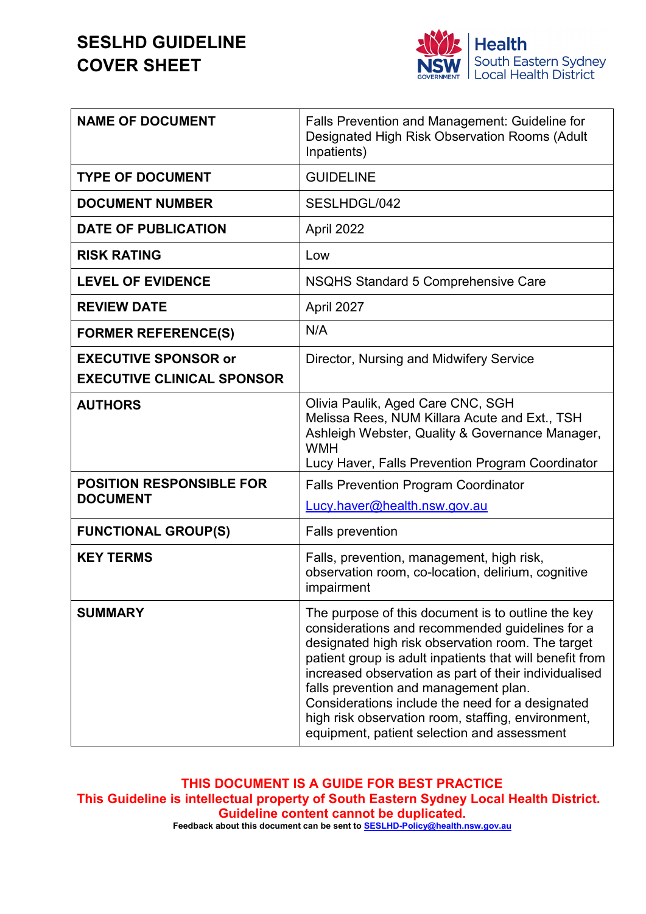# SESLHD GUIDELINE COVER SHEET

Health
South Eastern Sydney
Local Health District

| NAME OF DOCUMENT | Falls Prevention and Management: Guideline for Designated High Risk Observation Rooms (Adult Inpatients) |
|---|---|
| TYPE OF DOCUMENT | GUIDELINE |
| DOCUMENT NUMBER | SESLHDGL/042 |
| DATE OF PUBLICATION | April 2022 |
| RISK RATING | Low |
| LEVEL OF EVIDENCE | NSQHS Standard 5 Comprehensive Care |
| REVIEW DATE | April 2027 |
| FORMER REFERENCE(S) | N/A |
| EXECUTIVE SPONSOR or EXECUTIVE CLINICAL SPONSOR | Director, Nursing and Midwifery Service |
| AUTHORS | Olivia Paulik, Aged Care CNC, SGH<br>Melissa Rees, NUM Killara Acute and Ext., TSH<br>Ashleigh Webster, Quality & Governance Manager, WMH<br>Lucy Haver, Falls Prevention Program Coordinator |
| POSITION RESPONSIBLE FOR DOCUMENT | Falls Prevention Program Coordinator<br>Lucy.haver@health.nsw.gov.au |
| FUNCTIONAL GROUP(S) | Falls prevention |
| KEY TERMS | Falls, prevention, management, high risk, observation room, co-location, delirium, cognitive impairment |
| SUMMARY | The purpose of this document is to outline the key considerations and recommended guidelines for a designated high risk observation room. The target patient group is adult inpatients that will benefit from increased observation as part of their individualised falls prevention and management plan. Considerations include the need for a designated high risk observation room, staffing, environment, equipment, patient selection and assessment |

**THIS DOCUMENT IS A GUIDE FOR BEST PRACTICE**
**This Guideline is intellectual property of South Eastern Sydney Local Health District.**
**Guideline content cannot be duplicated.**
**Feedback about this document can be sent to SESLHD-Policy@health.nsw.gov.au**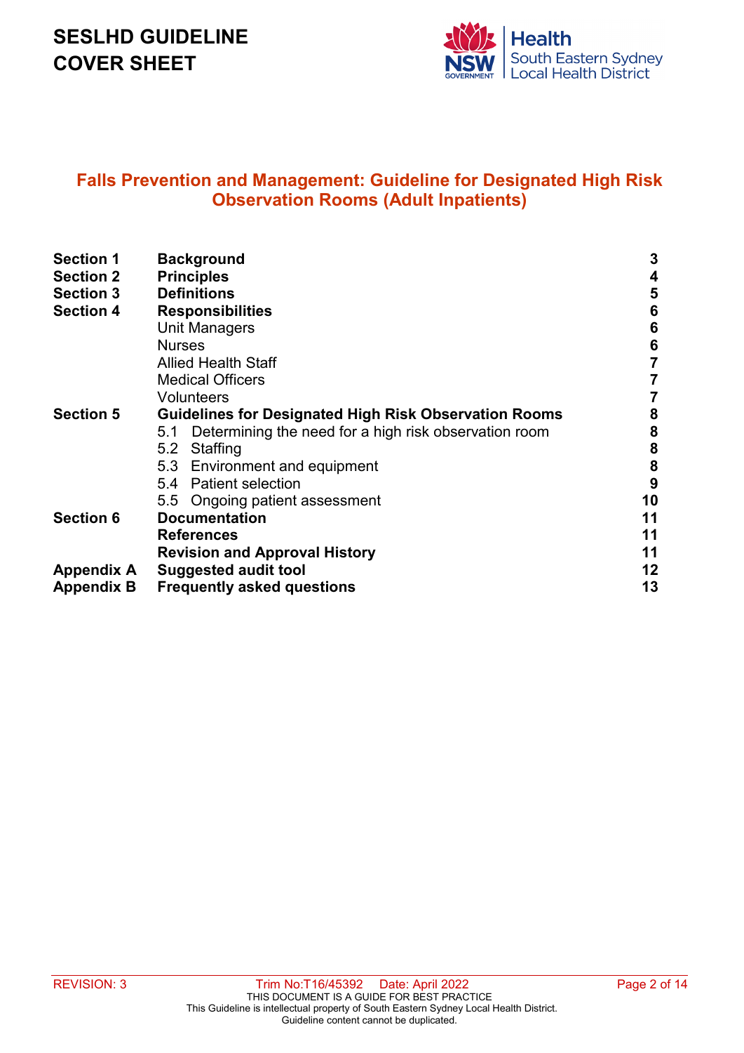# SESLHD GUIDELINE COVER SHEET

## Falls Prevention and Management: Guideline for Designated High Risk Observation Rooms (Adult Inpatients)

| | | |
|---|---|---|
| **Section 1** | **Background** | **3** |
| **Section 2** | **Principles** | **4** |
| **Section 3** | **Definitions** | **5** |
| **Section 4** | **Responsibilities** | **6** |
| | Unit Managers | **6** |
| | Nurses | **6** |
| | Allied Health Staff | **7** |
| | Medical Officers | **7** |
| | Volunteers | **7** |
| **Section 5** | **Guidelines for Designated High Risk Observation Rooms** | **8** |
| | 5.1 Determining the need for a high risk observation room | **8** |
| | 5.2 Staffing | **8** |
| | 5.3 Environment and equipment | **8** |
| | 5.4 Patient selection | **9** |
| | 5.5 Ongoing patient assessment | **10** |
| **Section 6** | **Documentation** | **11** |
| | **References** | **11** |
| | **Revision and Approval History** | **11** |
| **Appendix A** | **Suggested audit tool** | **12** |
| **Appendix B** | **Frequently asked questions** | **13** |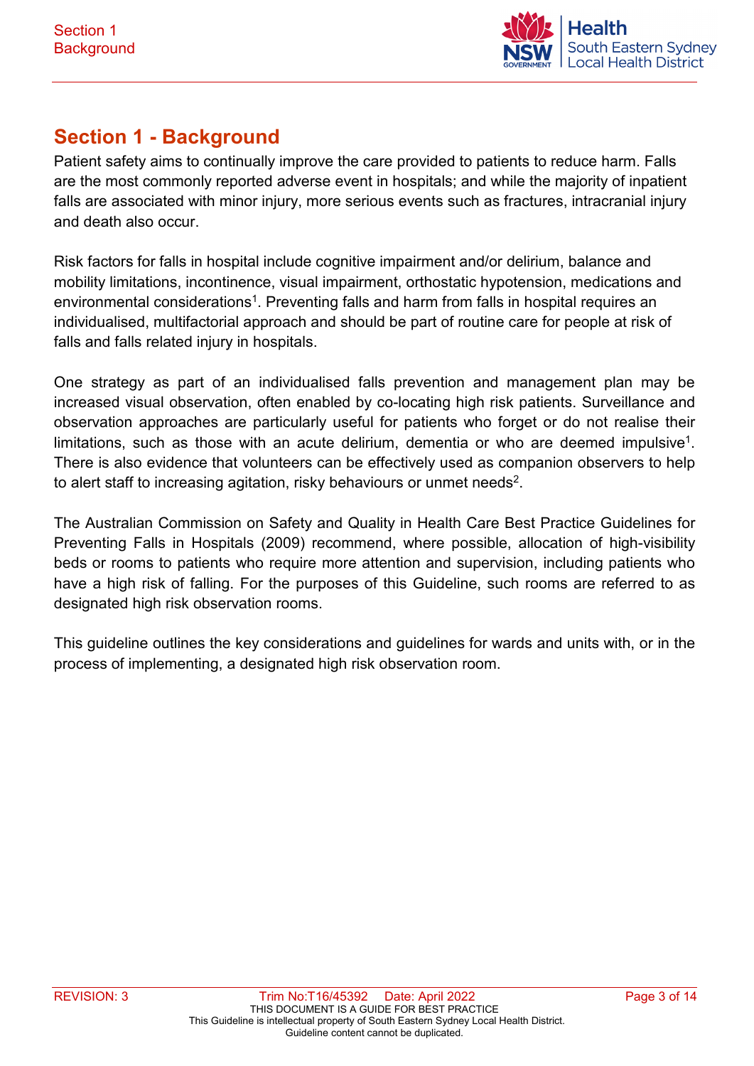# Section 1 - Background

Patient safety aims to continually improve the care provided to patients to reduce harm. Falls are the most commonly reported adverse event in hospitals; and while the majority of inpatient falls are associated with minor injury, more serious events such as fractures, intracranial injury and death also occur.

Risk factors for falls in hospital include cognitive impairment and/or delirium, balance and mobility limitations, incontinence, visual impairment, orthostatic hypotension, medications and environmental considerations[1]. Preventing falls and harm from falls in hospital requires an individualised, multifactorial approach and should be part of routine care for people at risk of falls and falls related injury in hospitals.

One strategy as part of an individualised falls prevention and management plan may be increased visual observation, often enabled by co-locating high risk patients. Surveillance and observation approaches are particularly useful for patients who forget or do not realise their limitations, such as those with an acute delirium, dementia or who are deemed impulsive[1]. There is also evidence that volunteers can be effectively used as companion observers to help to alert staff to increasing agitation, risky behaviours or unmet needs[2].

The Australian Commission on Safety and Quality in Health Care Best Practice Guidelines for Preventing Falls in Hospitals (2009) recommend, where possible, allocation of high-visibility beds or rooms to patients who require more attention and supervision, including patients who have a high risk of falling. For the purposes of this Guideline, such rooms are referred to as designated high risk observation rooms.

This guideline outlines the key considerations and guidelines for wards and units with, or in the process of implementing, a designated high risk observation room.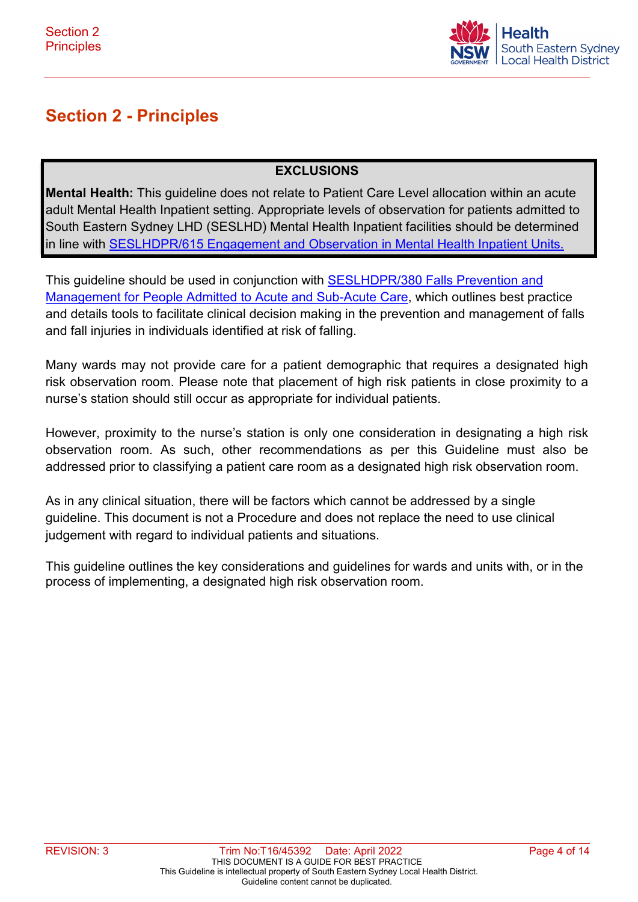# Section 2 - Principles

**EXCLUSIONS**

**Mental Health:** This guideline does not relate to Patient Care Level allocation within an acute adult Mental Health Inpatient setting. Appropriate levels of observation for patients admitted to South Eastern Sydney LHD (SESLHD) Mental Health Inpatient facilities should be determined in line with SESLHDPR/615 Engagement and Observation in Mental Health Inpatient Units.

This guideline should be used in conjunction with SESLHDPR/380 Falls Prevention and Management for People Admitted to Acute and Sub-Acute Care, which outlines best practice and details tools to facilitate clinical decision making in the prevention and management of falls and fall injuries in individuals identified at risk of falling.

Many wards may not provide care for a patient demographic that requires a designated high risk observation room. Please note that placement of high risk patients in close proximity to a nurse's station should still occur as appropriate for individual patients.

However, proximity to the nurse's station is only one consideration in designating a high risk observation room. As such, other recommendations as per this Guideline must also be addressed prior to classifying a patient care room as a designated high risk observation room.

As in any clinical situation, there will be factors which cannot be addressed by a single guideline. This document is not a Procedure and does not replace the need to use clinical judgement with regard to individual patients and situations.

This guideline outlines the key considerations and guidelines for wards and units with, or in the process of implementing, a designated high risk observation room.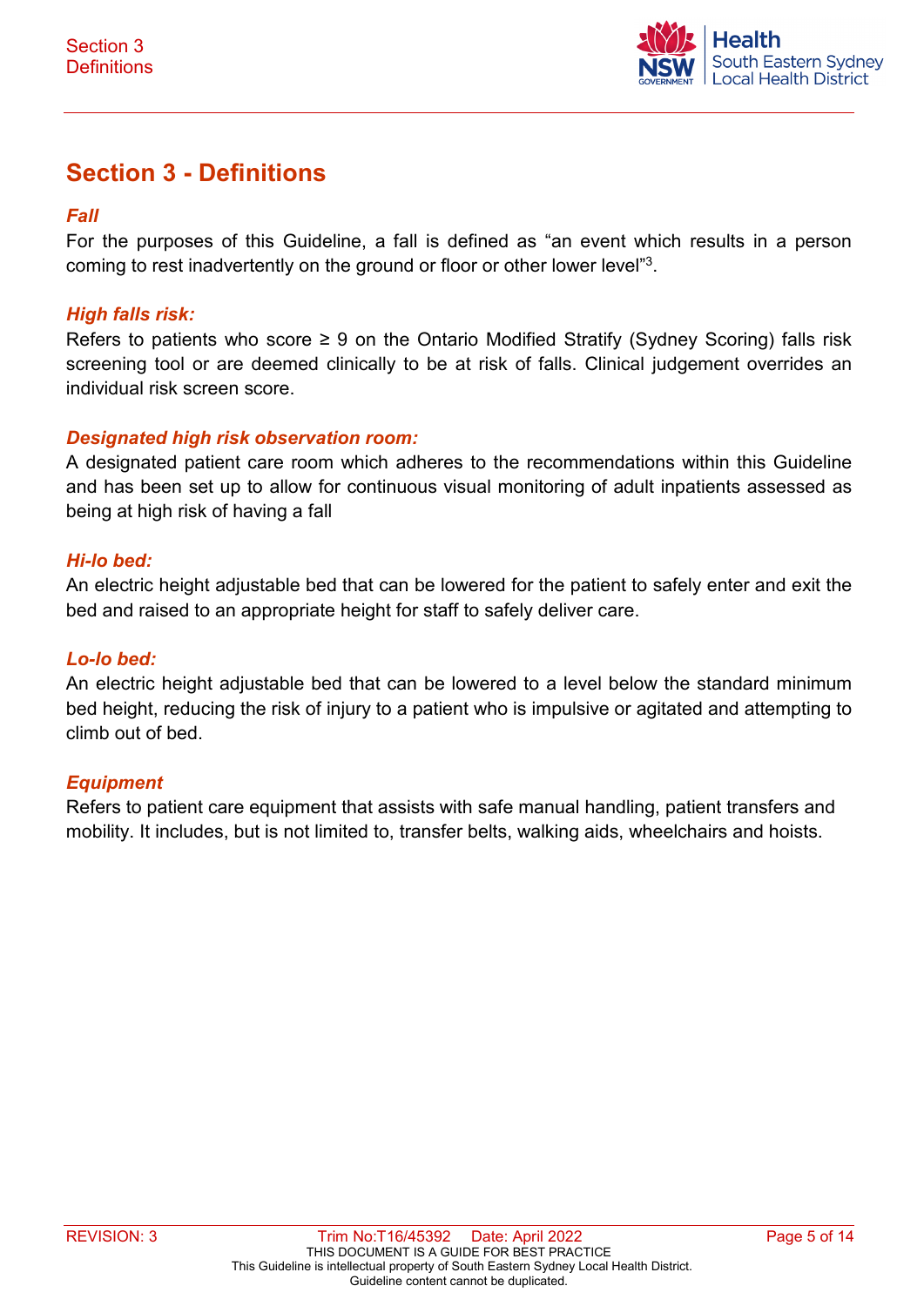## Section 3 - Definitions

***Fall***

For the purposes of this Guideline, a fall is defined as “an event which results in a person coming to rest inadvertently on the ground or floor or other lower level”[3].

***High falls risk:***

Refers to patients who score ≥ 9 on the Ontario Modified Stratify (Sydney Scoring) falls risk screening tool or are deemed clinically to be at risk of falls. Clinical judgement overrides an individual risk screen score.

***Designated high risk observation room:***

A designated patient care room which adheres to the recommendations within this Guideline and has been set up to allow for continuous visual monitoring of adult inpatients assessed as being at high risk of having a fall

***Hi-lo bed:***

An electric height adjustable bed that can be lowered for the patient to safely enter and exit the bed and raised to an appropriate height for staff to safely deliver care.

***Lo-lo bed:***

An electric height adjustable bed that can be lowered to a level below the standard minimum bed height, reducing the risk of injury to a patient who is impulsive or agitated and attempting to climb out of bed.

***Equipment***

Refers to patient care equipment that assists with safe manual handling, patient transfers and mobility. It includes, but is not limited to, transfer belts, walking aids, wheelchairs and hoists.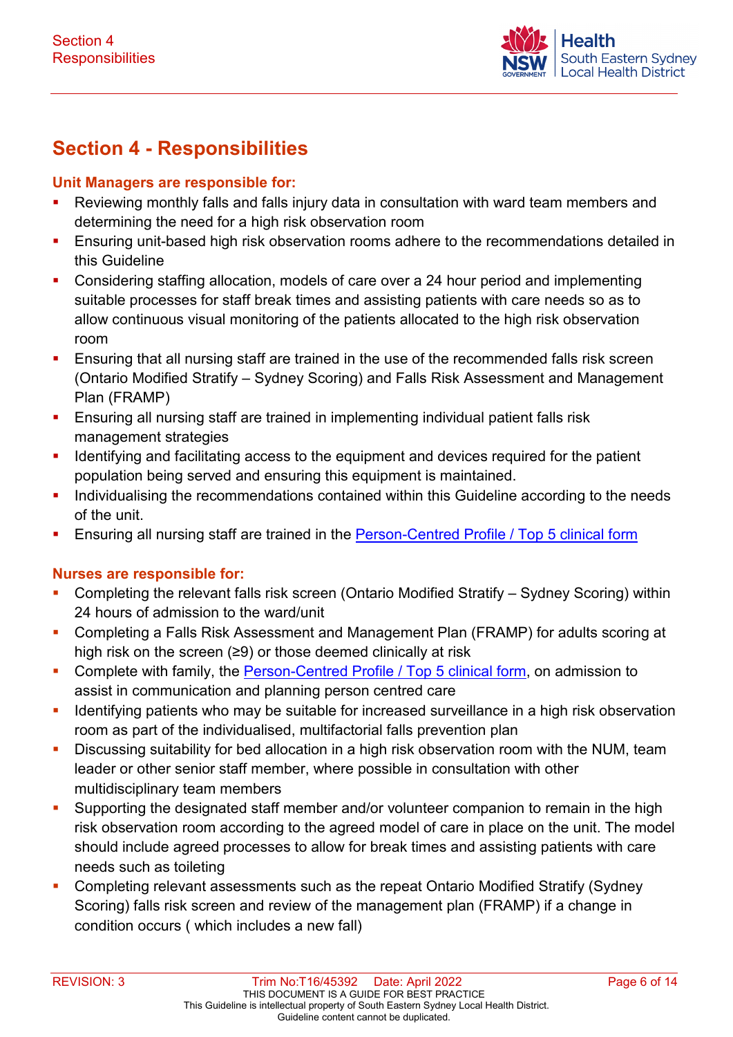# Section 4 - Responsibilities

**Unit Managers are responsible for:**

- Reviewing monthly falls and falls injury data in consultation with ward team members and determining the need for a high risk observation room
- Ensuring unit-based high risk observation rooms adhere to the recommendations detailed in this Guideline
- Considering staffing allocation, models of care over a 24 hour period and implementing suitable processes for staff break times and assisting patients with care needs so as to allow continuous visual monitoring of the patients allocated to the high risk observation room
- Ensuring that all nursing staff are trained in the use of the recommended falls risk screen (Ontario Modified Stratify – Sydney Scoring) and Falls Risk Assessment and Management Plan (FRAMP)
- Ensuring all nursing staff are trained in implementing individual patient falls risk management strategies
- Identifying and facilitating access to the equipment and devices required for the patient population being served and ensuring this equipment is maintained.
- Individualising the recommendations contained within this Guideline according to the needs of the unit.
- Ensuring all nursing staff are trained in the Person-Centred Profile / Top 5 clinical form

**Nurses are responsible for:**

- Completing the relevant falls risk screen (Ontario Modified Stratify – Sydney Scoring) within 24 hours of admission to the ward/unit
- Completing a Falls Risk Assessment and Management Plan (FRAMP) for adults scoring at high risk on the screen (≥9) or those deemed clinically at risk
- Complete with family, the Person-Centred Profile / Top 5 clinical form, on admission to assist in communication and planning person centred care
- Identifying patients who may be suitable for increased surveillance in a high risk observation room as part of the individualised, multifactorial falls prevention plan
- Discussing suitability for bed allocation in a high risk observation room with the NUM, team leader or other senior staff member, where possible in consultation with other multidisciplinary team members
- Supporting the designated staff member and/or volunteer companion to remain in the high risk observation room according to the agreed model of care in place on the unit. The model should include agreed processes to allow for break times and assisting patients with care needs such as toileting
- Completing relevant assessments such as the repeat Ontario Modified Stratify (Sydney Scoring) falls risk screen and review of the management plan (FRAMP) if a change in condition occurs ( which includes a new fall)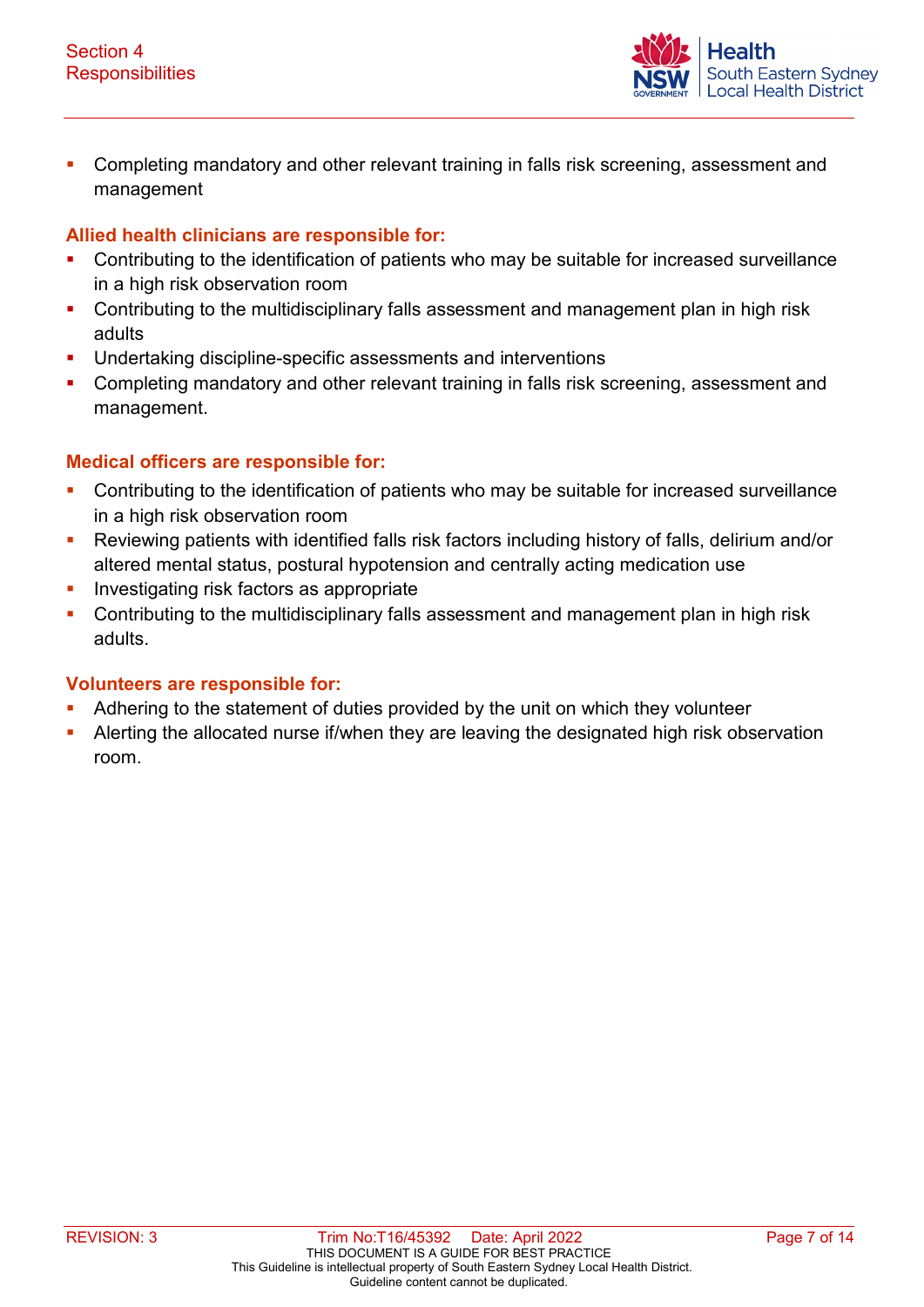- Completing mandatory and other relevant training in falls risk screening, assessment and management

**Allied health clinicians are responsible for:**

- Contributing to the identification of patients who may be suitable for increased surveillance in a high risk observation room
- Contributing to the multidisciplinary falls assessment and management plan in high risk adults
- Undertaking discipline-specific assessments and interventions
- Completing mandatory and other relevant training in falls risk screening, assessment and management.

**Medical officers are responsible for:**

- Contributing to the identification of patients who may be suitable for increased surveillance in a high risk observation room
- Reviewing patients with identified falls risk factors including history of falls, delirium and/or altered mental status, postural hypotension and centrally acting medication use
- Investigating risk factors as appropriate
- Contributing to the multidisciplinary falls assessment and management plan in high risk adults.

**Volunteers are responsible for:**

- Adhering to the statement of duties provided by the unit on which they volunteer
- Alerting the allocated nurse if/when they are leaving the designated high risk observation room.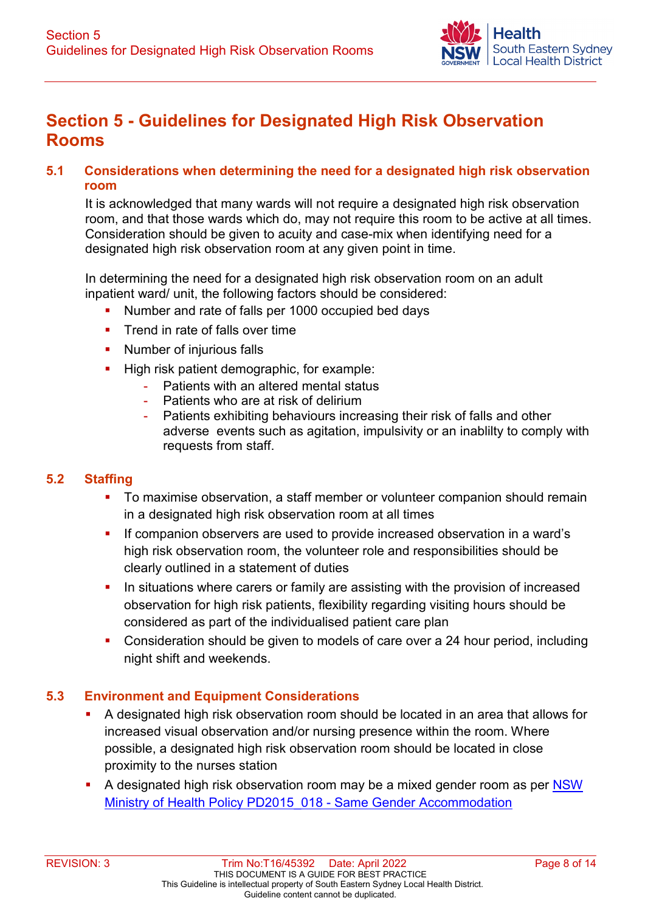# Section 5 - Guidelines for Designated High Risk Observation Rooms

## 5.1 Considerations when determining the need for a designated high risk observation room

It is acknowledged that many wards will not require a designated high risk observation room, and that those wards which do, may not require this room to be active at all times. Consideration should be given to acuity and case-mix when identifying need for a designated high risk observation room at any given point in time.

In determining the need for a designated high risk observation room on an adult inpatient ward/ unit, the following factors should be considered:

- Number and rate of falls per 1000 occupied bed days
- Trend in rate of falls over time
- Number of injurious falls
- High risk patient demographic, for example:
  - Patients with an altered mental status
  - Patients who are at risk of delirium
  - Patients exhibiting behaviours increasing their risk of falls and other adverse events such as agitation, impulsivity or an inablilty to comply with requests from staff.

## 5.2 Staffing

- To maximise observation, a staff member or volunteer companion should remain in a designated high risk observation room at all times
- If companion observers are used to provide increased observation in a ward's high risk observation room, the volunteer role and responsibilities should be clearly outlined in a statement of duties
- In situations where carers or family are assisting with the provision of increased observation for high risk patients, flexibility regarding visiting hours should be considered as part of the individualised patient care plan
- Consideration should be given to models of care over a 24 hour period, including night shift and weekends.

## 5.3 Environment and Equipment Considerations

- A designated high risk observation room should be located in an area that allows for increased visual observation and/or nursing presence within the room. Where possible, a designated high risk observation room should be located in close proximity to the nurses station
- A designated high risk observation room may be a mixed gender room as per [NSW Ministry of Health Policy PD2015_018 - Same Gender Accommodation]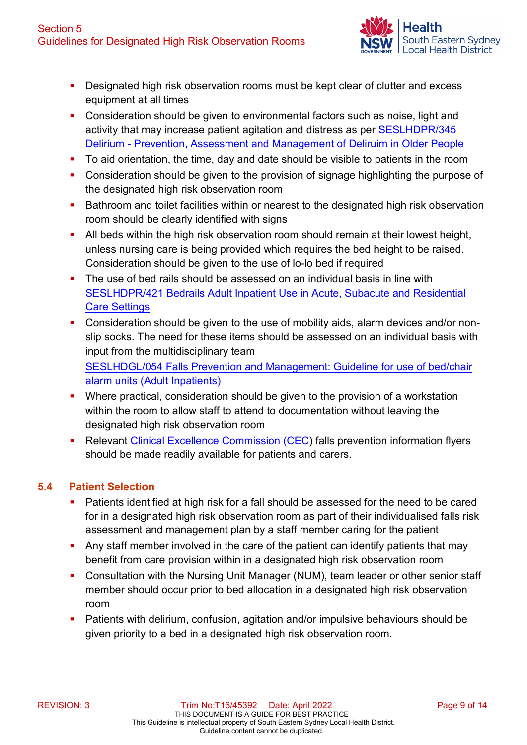- Designated high risk observation rooms must be kept clear of clutter and excess equipment at all times
- Consideration should be given to environmental factors such as noise, light and activity that may increase patient agitation and distress as per SESLHDPR/345 Delirium - Prevention, Assessment and Management of Deliruim in Older People
- To aid orientation, the time, day and date should be visible to patients in the room
- Consideration should be given to the provision of signage highlighting the purpose of the designated high risk observation room
- Bathroom and toilet facilities within or nearest to the designated high risk observation room should be clearly identified with signs
- All beds within the high risk observation room should remain at their lowest height, unless nursing care is being provided which requires the bed height to be raised. Consideration should be given to the use of lo-lo bed if required
- The use of bed rails should be assessed on an individual basis in line with SESLHDPR/421 Bedrails Adult Inpatient Use in Acute, Subacute and Residential Care Settings
- Consideration should be given to the use of mobility aids, alarm devices and/or non-slip socks. The need for these items should be assessed on an individual basis with input from the multidisciplinary team  
  SESLHDGL/054 Falls Prevention and Management: Guideline for use of bed/chair alarm units (Adult Inpatients)
- Where practical, consideration should be given to the provision of a workstation within the room to allow staff to attend to documentation without leaving the designated high risk observation room
- Relevant Clinical Excellence Commission (CEC) falls prevention information flyers should be made readily available for patients and carers.

## 5.4 Patient Selection

- Patients identified at high risk for a fall should be assessed for the need to be cared for in a designated high risk observation room as part of their individualised falls risk assessment and management plan by a staff member caring for the patient
- Any staff member involved in the care of the patient can identify patients that may benefit from care provision within in a designated high risk observation room
- Consultation with the Nursing Unit Manager (NUM), team leader or other senior staff member should occur prior to bed allocation in a designated high risk observation room
- Patients with delirium, confusion, agitation and/or impulsive behaviours should be given priority to a bed in a designated high risk observation room.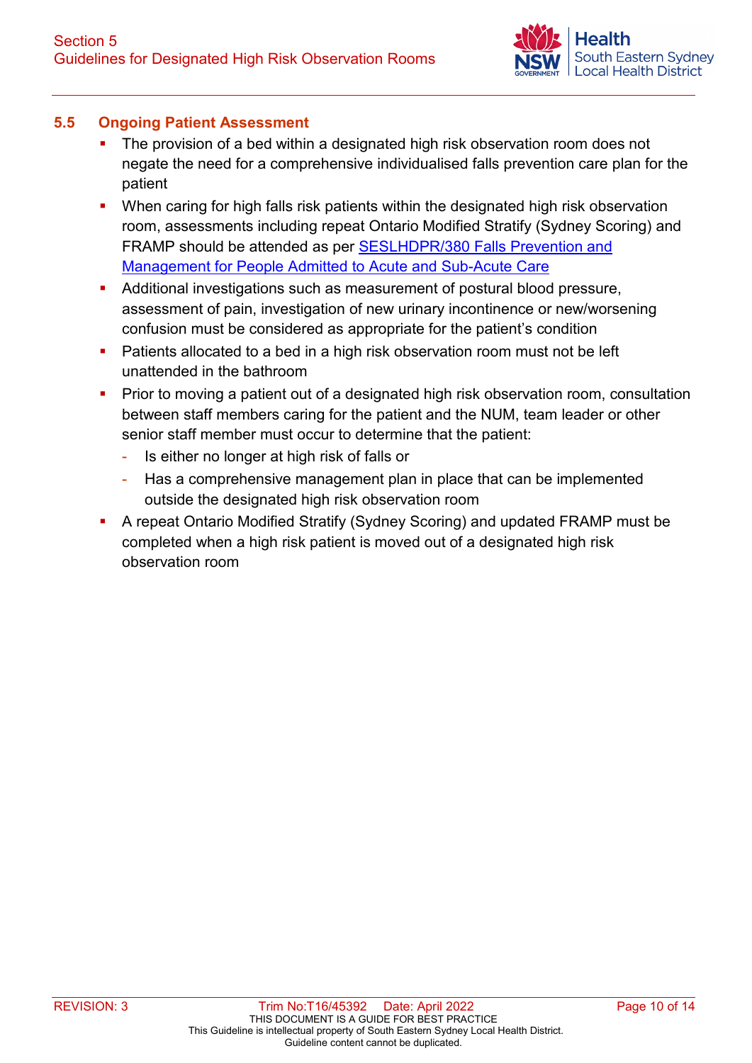### 5.5 Ongoing Patient Assessment

- The provision of a bed within a designated high risk observation room does not negate the need for a comprehensive individualised falls prevention care plan for the patient
- When caring for high falls risk patients within the designated high risk observation room, assessments including repeat Ontario Modified Stratify (Sydney Scoring) and FRAMP should be attended as per [SESLHDPR/380 Falls Prevention and Management for People Admitted to Acute and Sub-Acute Care]()
- Additional investigations such as measurement of postural blood pressure, assessment of pain, investigation of new urinary incontinence or new/worsening confusion must be considered as appropriate for the patient's condition
- Patients allocated to a bed in a high risk observation room must not be left unattended in the bathroom
- Prior to moving a patient out of a designated high risk observation room, consultation between staff members caring for the patient and the NUM, team leader or other senior staff member must occur to determine that the patient:
  - Is either no longer at high risk of falls or
  - Has a comprehensive management plan in place that can be implemented outside the designated high risk observation room
- A repeat Ontario Modified Stratify (Sydney Scoring) and updated FRAMP must be completed when a high risk patient is moved out of a designated high risk observation room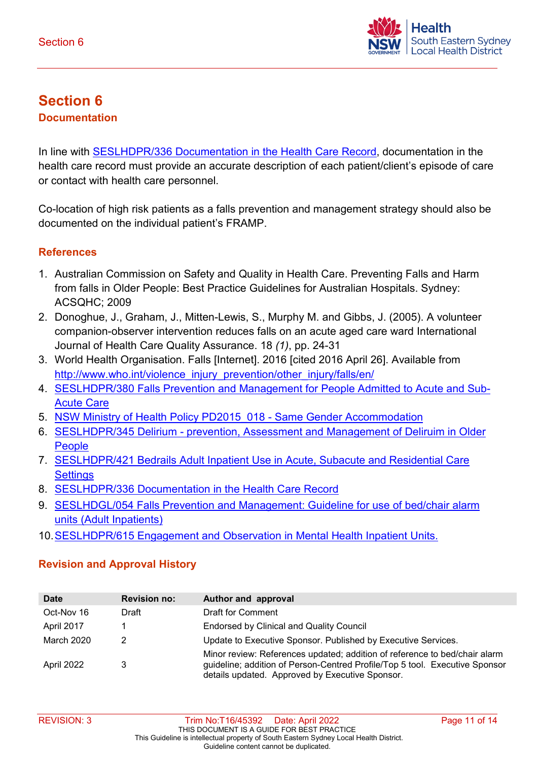# Section 6

## Documentation

In line with SESLHDPR/336 Documentation in the Health Care Record, documentation in the health care record must provide an accurate description of each patient/client's episode of care or contact with health care personnel.

Co-location of high risk patients as a falls prevention and management strategy should also be documented on the individual patient's FRAMP.

### References

1. Australian Commission on Safety and Quality in Health Care. Preventing Falls and Harm from falls in Older People: Best Practice Guidelines for Australian Hospitals. Sydney: ACSQHC; 2009
2. Donoghue, J., Graham, J., Mitten-Lewis, S., Murphy M. and Gibbs, J. (2005). A volunteer companion-observer intervention reduces falls on an acute aged care ward International Journal of Health Care Quality Assurance. 18 *(1)*, pp. 24-31
3. World Health Organisation. Falls [Internet]. 2016 [cited 2016 April 26]. Available from http://www.who.int/violence_injury_prevention/other_injury/falls/en/
4. SESLHDPR/380 Falls Prevention and Management for People Admitted to Acute and Sub-Acute Care
5. NSW Ministry of Health Policy PD2015_018 - Same Gender Accommodation
6. SESLHDPR/345 Delirium - prevention, Assessment and Management of Deliruim in Older People
7. SESLHDPR/421 Bedrails Adult Inpatient Use in Acute, Subacute and Residential Care Settings
8. SESLHDPR/336 Documentation in the Health Care Record
9. SESLHDGL/054 Falls Prevention and Management: Guideline for use of bed/chair alarm units (Adult Inpatients)
10. SESLHDPR/615 Engagement and Observation in Mental Health Inpatient Units.

### Revision and Approval History

| Date | Revision no: | Author and approval |
|---|---|---|
| Oct-Nov 16 | Draft | Draft for Comment |
| April 2017 | 1 | Endorsed by Clinical and Quality Council |
| March 2020 | 2 | Update to Executive Sponsor. Published by Executive Services. |
| April 2022 | 3 | Minor review: References updated; addition of reference to bed/chair alarm guideline; addition of Person-Centred Profile/Top 5 tool. Executive Sponsor details updated. Approved by Executive Sponsor. |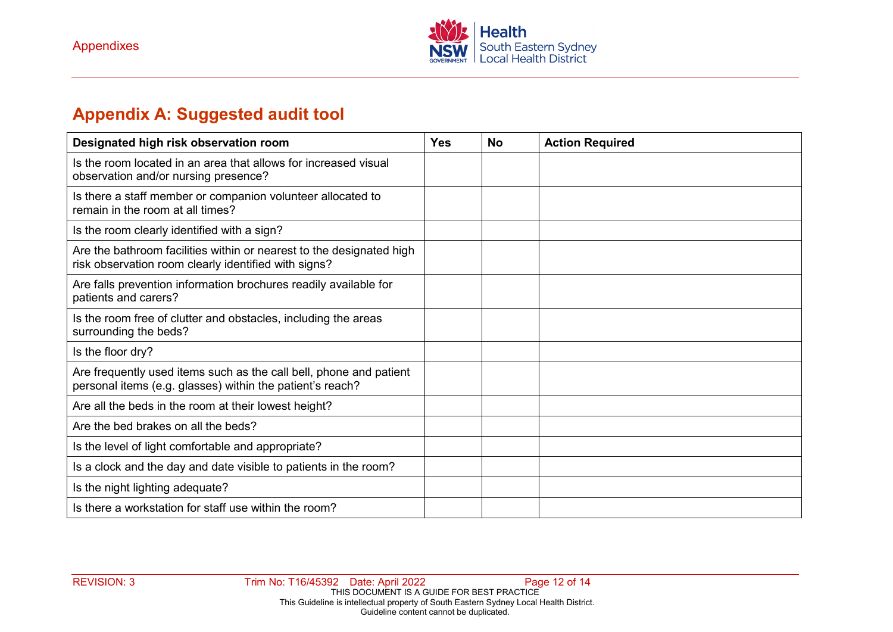## Appendix A: Suggested audit tool

| Designated high risk observation room | Yes | No | Action Required |
|---|---|---|---|
| Is the room located in an area that allows for increased visual observation and/or nursing presence? | | | |
| Is there a staff member or companion volunteer allocated to remain in the room at all times? | | | |
| Is the room clearly identified with a sign? | | | |
| Are the bathroom facilities within or nearest to the designated high risk observation room clearly identified with signs? | | | |
| Are falls prevention information brochures readily available for patients and carers? | | | |
| Is the room free of clutter and obstacles, including the areas surrounding the beds? | | | |
| Is the floor dry? | | | |
| Are frequently used items such as the call bell, phone and patient personal items (e.g. glasses) within the patient's reach? | | | |
| Are all the beds in the room at their lowest height? | | | |
| Are the bed brakes on all the beds? | | | |
| Is the level of light comfortable and appropriate? | | | |
| Is a clock and the day and date visible to patients in the room? | | | |
| Is the night lighting adequate? | | | |
| Is there a workstation for staff use within the room? | | | |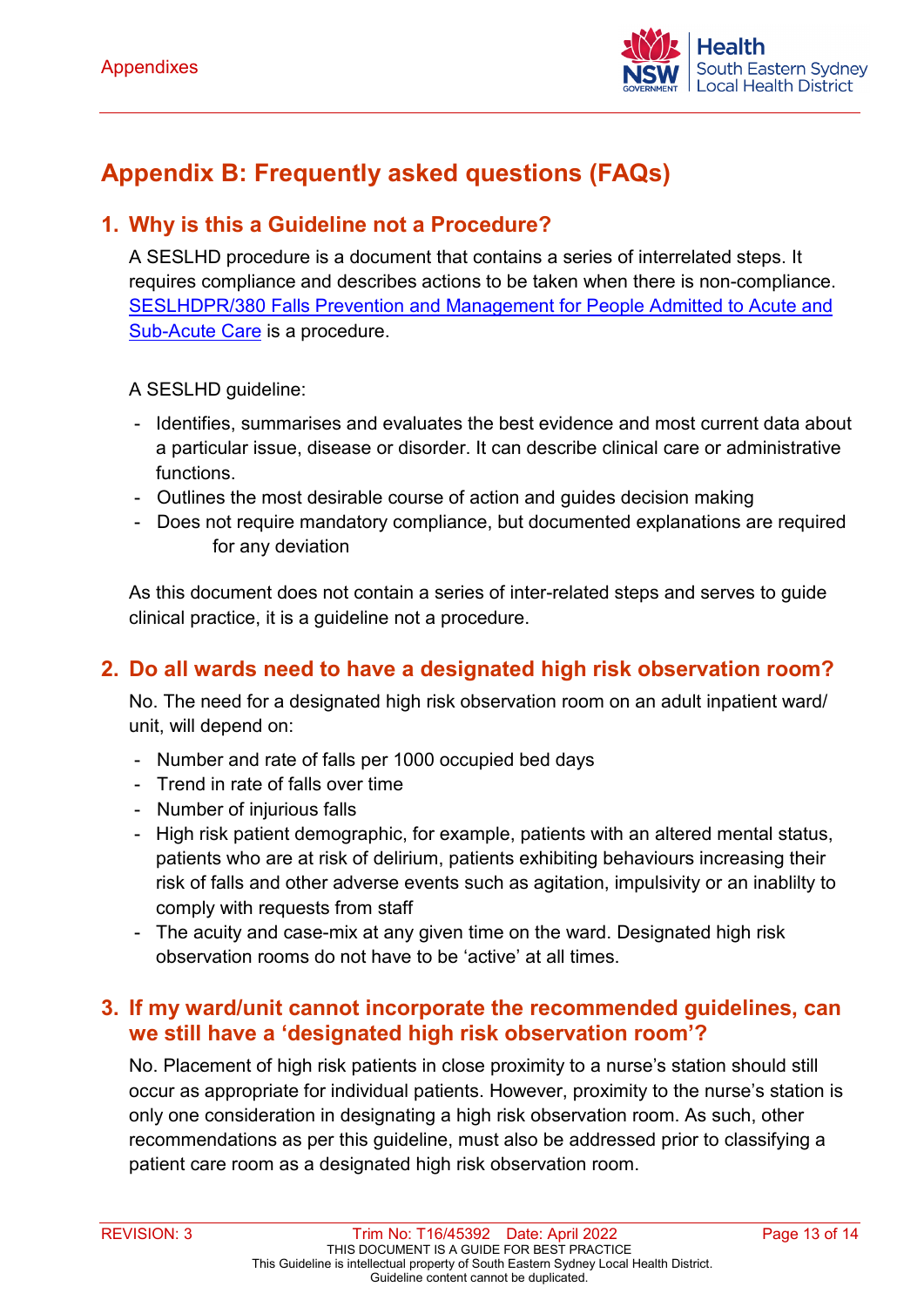# Appendix B: Frequently asked questions (FAQs)

## 1. Why is this a Guideline not a Procedure?

A SESLHD procedure is a document that contains a series of interrelated steps. It requires compliance and describes actions to be taken when there is non-compliance. SESLHDPR/380 Falls Prevention and Management for People Admitted to Acute and Sub-Acute Care is a procedure.

A SESLHD guideline:

- Identifies, summarises and evaluates the best evidence and most current data about a particular issue, disease or disorder. It can describe clinical care or administrative functions.
- Outlines the most desirable course of action and guides decision making
- Does not require mandatory compliance, but documented explanations are required for any deviation

As this document does not contain a series of inter-related steps and serves to guide clinical practice, it is a guideline not a procedure.

## 2. Do all wards need to have a designated high risk observation room?

No. The need for a designated high risk observation room on an adult inpatient ward/ unit, will depend on:

- Number and rate of falls per 1000 occupied bed days
- Trend in rate of falls over time
- Number of injurious falls
- High risk patient demographic, for example, patients with an altered mental status, patients who are at risk of delirium, patients exhibiting behaviours increasing their risk of falls and other adverse events such as agitation, impulsivity or an inablilty to comply with requests from staff
- The acuity and case-mix at any given time on the ward. Designated high risk observation rooms do not have to be 'active' at all times.

## 3. If my ward/unit cannot incorporate the recommended guidelines, can we still have a 'designated high risk observation room'?

No. Placement of high risk patients in close proximity to a nurse's station should still occur as appropriate for individual patients. However, proximity to the nurse's station is only one consideration in designating a high risk observation room. As such, other recommendations as per this guideline, must also be addressed prior to classifying a patient care room as a designated high risk observation room.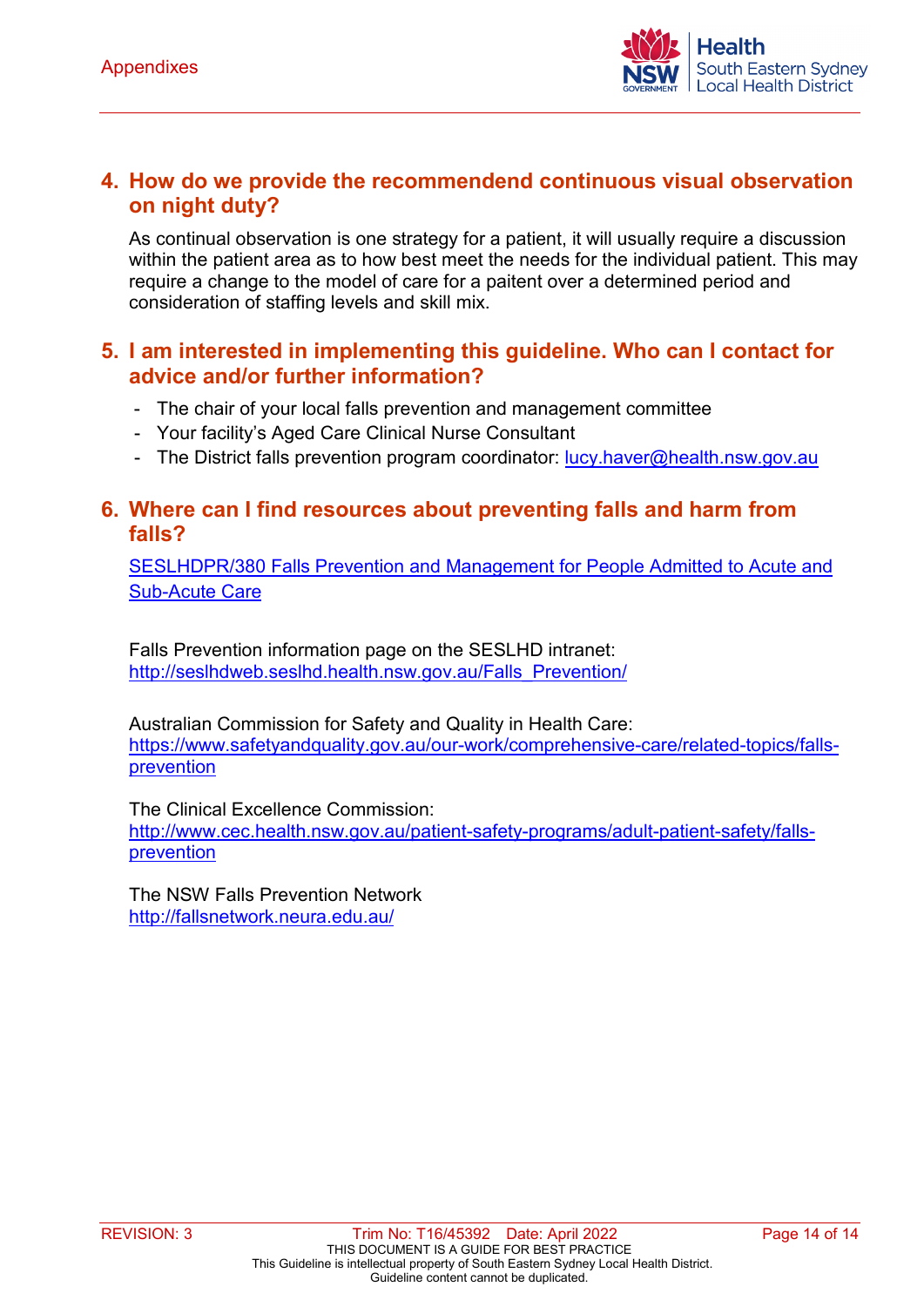## 4. How do we provide the recommendend continuous visual observation on night duty?

As continual observation is one strategy for a patient, it will usually require a discussion within the patient area as to how best meet the needs for the individual patient. This may require a change to the model of care for a paitent over a determined period and consideration of staffing levels and skill mix.

## 5. I am interested in implementing this guideline. Who can I contact for advice and/or further information?

- The chair of your local falls prevention and management committee
- Your facility's Aged Care Clinical Nurse Consultant
- The District falls prevention program coordinator: lucy.haver@health.nsw.gov.au

## 6. Where can I find resources about preventing falls and harm from falls?

SESLHDPR/380 Falls Prevention and Management for People Admitted to Acute and Sub-Acute Care

Falls Prevention information page on the SESLHD intranet:
http://seslhdweb.seslhd.health.nsw.gov.au/Falls_Prevention/

Australian Commission for Safety and Quality in Health Care:
https://www.safetyandquality.gov.au/our-work/comprehensive-care/related-topics/falls-prevention

The Clinical Excellence Commission:
http://www.cec.health.nsw.gov.au/patient-safety-programs/adult-patient-safety/falls-prevention

The NSW Falls Prevention Network
http://fallsnetwork.neura.edu.au/